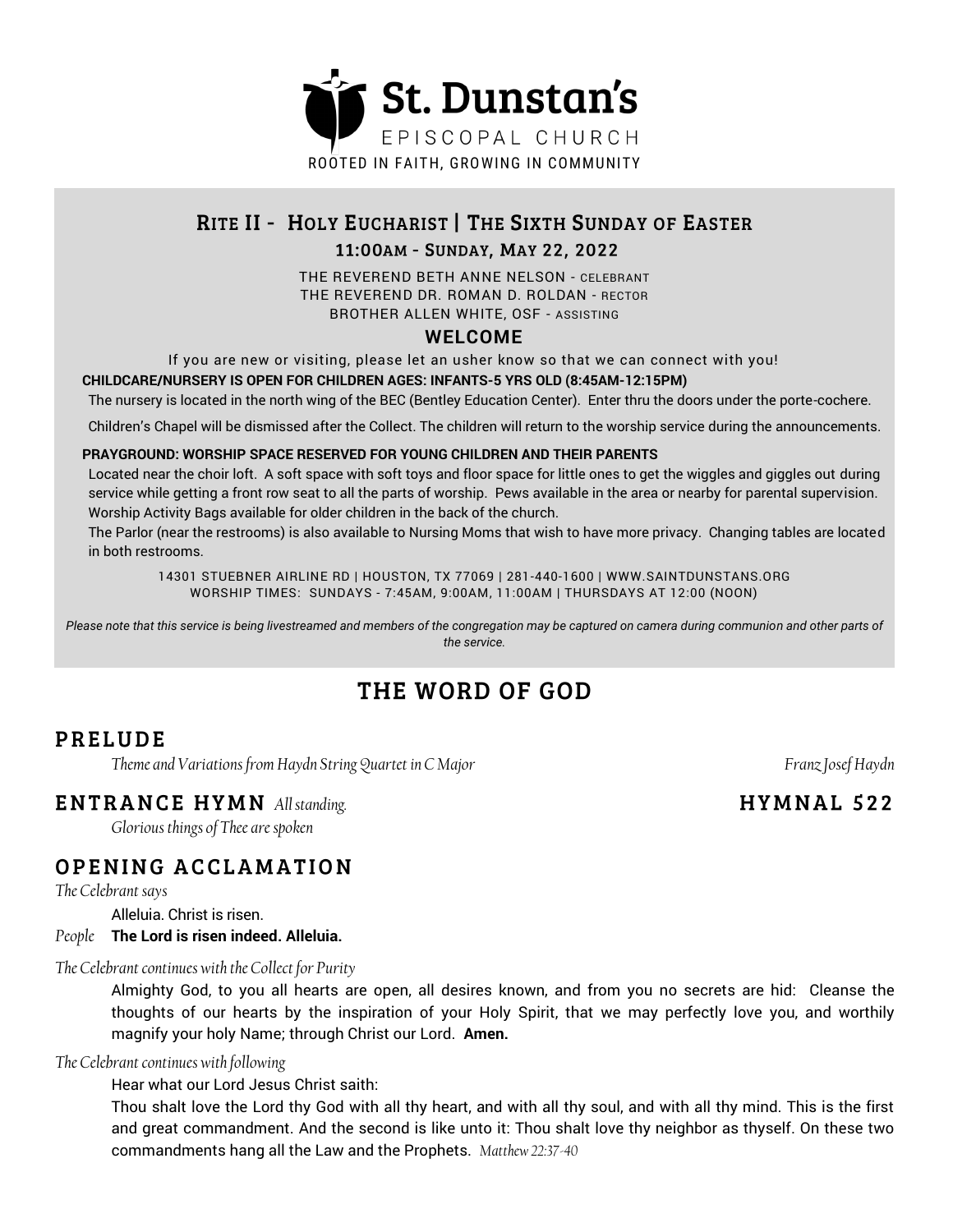# St. Dunstan's

EPISCOPAL CHURCH

ROOTED IN FAITH, GROWING IN COMMUNITY

## RITE II - HOLY EUCHARIST | THE SIXTH SUNDAY OF EASTER

### 11:00AM - SUNDAY, MAY 22, 2022

THE REVEREND BETH ANNE NELSON - CELEBRANT
THE REVEREND DR. ROMAN D. ROLDAN - RECTOR
BROTHER ALLEN WHITE, OSF - ASSISTING

### WELCOME

If you are new or visiting, please let an usher know so that we can connect with you!

**CHILDCARE/NURSERY IS OPEN FOR CHILDREN AGES: INFANTS-5 YRS OLD (8:45AM-12:15PM)**

The nursery is located in the north wing of the BEC (Bentley Education Center). Enter thru the doors under the porte-cochere.

Children's Chapel will be dismissed after the Collect. The children will return to the worship service during the announcements.

**PRAYGROUND: WORSHIP SPACE RESERVED FOR YOUNG CHILDREN AND THEIR PARENTS**

Located near the choir loft. A soft space with soft toys and floor space for little ones to get the wiggles and giggles out during service while getting a front row seat to all the parts of worship. Pews available in the area or nearby for parental supervision. Worship Activity Bags available for older children in the back of the church.

The Parlor (near the restrooms) is also available to Nursing Moms that wish to have more privacy. Changing tables are located in both restrooms.

14301 STUEBNER AIRLINE RD | HOUSTON, TX 77069 | 281-440-1600 | WWW.SAINTDUNSTANS.ORG
WORSHIP TIMES: SUNDAYS - 7:45AM, 9:00AM, 11:00AM | THURSDAYS AT 12:00 (NOON)

*Please note that this service is being livestreamed and members of the congregation may be captured on camera during communion and other parts of the service.*

# THE WORD OF GOD

## PRELUDE

*Theme and Variations from Haydn String Quartet in C Major* — *Franz Josef Haydn*

## ENTRANCE HYMN *All standing.* — HYMNAL 522

*Glorious things of Thee are spoken*

## OPENING ACCLAMATION

*The Celebrant says*

Alleluia. Christ is risen.

*People* **The Lord is risen indeed. Alleluia.**

*The Celebrant continues with the Collect for Purity*

Almighty God, to you all hearts are open, all desires known, and from you no secrets are hid: Cleanse the thoughts of our hearts by the inspiration of your Holy Spirit, that we may perfectly love you, and worthily magnify your holy Name; through Christ our Lord. **Amen.**

*The Celebrant continues with following*

Hear what our Lord Jesus Christ saith:

Thou shalt love the Lord thy God with all thy heart, and with all thy soul, and with all thy mind. This is the first and great commandment. And the second is like unto it: Thou shalt love thy neighbor as thyself. On these two commandments hang all the Law and the Prophets. *Matthew 22:37-40*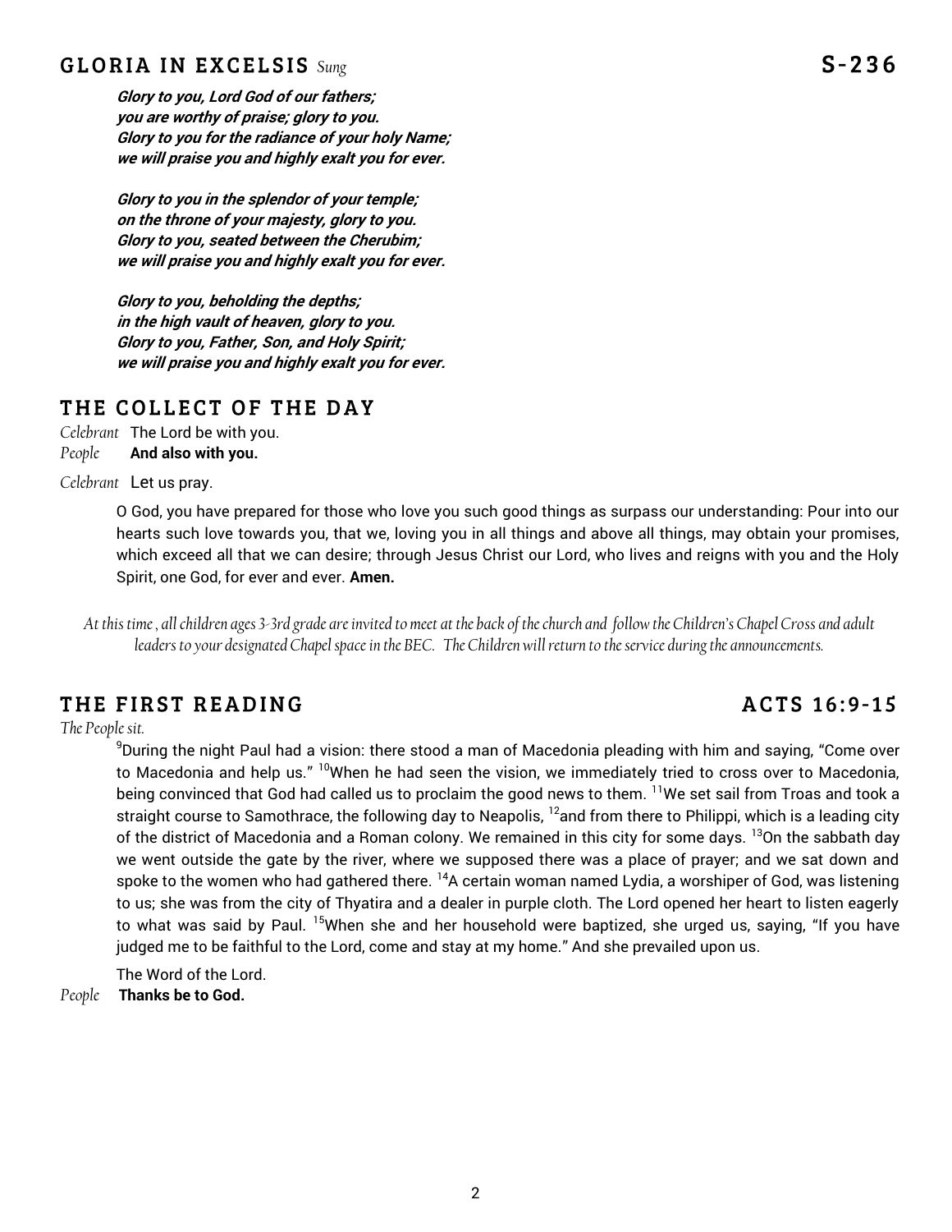## GLORIA IN EXCELSIS *Sung* S-236

***Glory to you, Lord God of our fathers;***
***you are worthy of praise; glory to you.***
***Glory to you for the radiance of your holy Name;***
***we will praise you and highly exalt you for ever.***

***Glory to you in the splendor of your temple;***
***on the throne of your majesty, glory to you.***
***Glory to you, seated between the Cherubim;***
***we will praise you and highly exalt you for ever.***

***Glory to you, beholding the depths;***
***in the high vault of heaven, glory to you.***
***Glory to you, Father, Son, and Holy Spirit;***
***we will praise you and highly exalt you for ever.***

## THE COLLECT OF THE DAY

*Celebrant* The Lord be with you.
*People* **And also with you.**

*Celebrant* Let us pray.

O God, you have prepared for those who love you such good things as surpass our understanding: Pour into our hearts such love towards you, that we, loving you in all things and above all things, may obtain your promises, which exceed all that we can desire; through Jesus Christ our Lord, who lives and reigns with you and the Holy Spirit, one God, for ever and ever. **Amen.**

*At this time , all children ages 3-3rd grade are invited to meet at the back of the church and follow the Children's Chapel Cross and adult leaders to your designated Chapel space in the BEC. The Children will return to the service during the announcements.*

## THE FIRST READING ACTS 16:9-15

*The People sit.*

[9]During the night Paul had a vision: there stood a man of Macedonia pleading with him and saying, "Come over to Macedonia and help us." [10]When he had seen the vision, we immediately tried to cross over to Macedonia, being convinced that God had called us to proclaim the good news to them. [11]We set sail from Troas and took a straight course to Samothrace, the following day to Neapolis, [12]and from there to Philippi, which is a leading city of the district of Macedonia and a Roman colony. We remained in this city for some days. [13]On the sabbath day we went outside the gate by the river, where we supposed there was a place of prayer; and we sat down and spoke to the women who had gathered there. [14]A certain woman named Lydia, a worshiper of God, was listening to us; she was from the city of Thyatira and a dealer in purple cloth. The Lord opened her heart to listen eagerly to what was said by Paul. [15]When she and her household were baptized, she urged us, saying, "If you have judged me to be faithful to the Lord, come and stay at my home." And she prevailed upon us.

The Word of the Lord.
*People* **Thanks be to God.**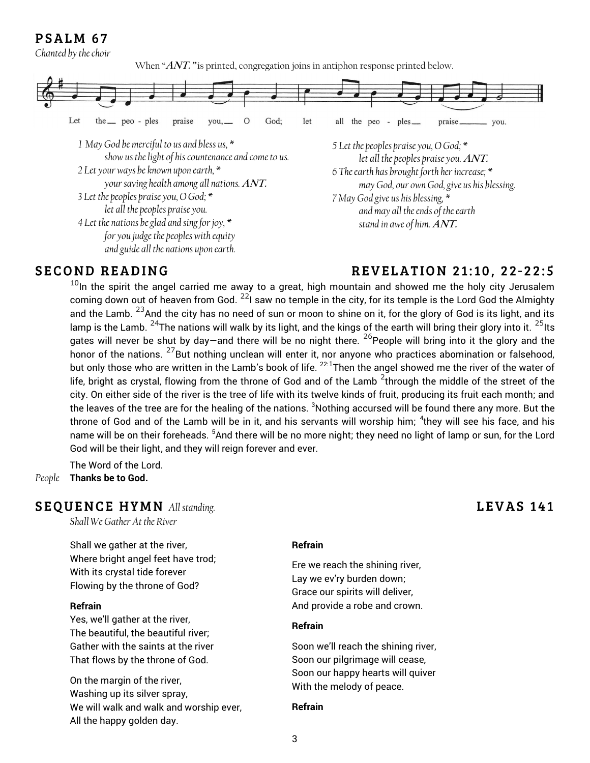## PSALM 67

*Chanted by the choir*

When "***ANT.***" is printed, congregation joins in antiphon response printed below.

Let the peo - ples praise you, O God; let all the peo - ples praise you.

*1 May God be merciful to us and bless us, \**
*show us the light of his countenance and come to us.*
*2 Let your ways be known upon earth, \**
*your saving health among all nations.* ***ANT.***
*3 Let the peoples praise you, O God; \**
*let all the peoples praise you.*
*4 Let the nations be glad and sing for joy, \**
*for you judge the peoples with equity*
*and guide all the nations upon earth.*
*5 Let the peoples praise you, O God; \**
*let all the peoples praise you.* ***ANT.***
*6 The earth has brought forth her increase; \**
*may God, our own God, give us his blessing.*
*7 May God give us his blessing, \**
*and may all the ends of the earth*
*stand in awe of him.* ***ANT.***

## SECOND READING — REVELATION 21:10, 22-22:5

[10]In the spirit the angel carried me away to a great, high mountain and showed me the holy city Jerusalem coming down out of heaven from God. [22]I saw no temple in the city, for its temple is the Lord God the Almighty and the Lamb. [23]And the city has no need of sun or moon to shine on it, for the glory of God is its light, and its lamp is the Lamb. [24]The nations will walk by its light, and the kings of the earth will bring their glory into it. [25]Its gates will never be shut by day—and there will be no night there. [26]People will bring into it the glory and the honor of the nations. [27]But nothing unclean will enter it, nor anyone who practices abomination or falsehood, but only those who are written in the Lamb's book of life. [22:1]Then the angel showed me the river of the water of life, bright as crystal, flowing from the throne of God and of the Lamb [2]through the middle of the street of the city. On either side of the river is the tree of life with its twelve kinds of fruit, producing its fruit each month; and the leaves of the tree are for the healing of the nations. [3]Nothing accursed will be found there any more. But the throne of God and of the Lamb will be in it, and his servants will worship him; [4]they will see his face, and his name will be on their foreheads. [5]And there will be no more night; they need no light of lamp or sun, for the Lord God will be their light, and they will reign forever and ever.

The Word of the Lord.

*People* **Thanks be to God.**

## SEQUENCE HYMN *All standing.* — LEVAS 141

*Shall We Gather At the River*

Shall we gather at the river,
Where bright angel feet have trod;
With its crystal tide forever
Flowing by the throne of God?

**Refrain**
Yes, we'll gather at the river,
The beautiful, the beautiful river;
Gather with the saints at the river
That flows by the throne of God.

On the margin of the river,
Washing up its silver spray,
We will walk and walk and worship ever,
All the happy golden day.

**Refrain**

Ere we reach the shining river,
Lay we ev'ry burden down;
Grace our spirits will deliver,
And provide a robe and crown.

**Refrain**

Soon we'll reach the shining river,
Soon our pilgrimage will cease,
Soon our happy hearts will quiver
With the melody of peace.

**Refrain**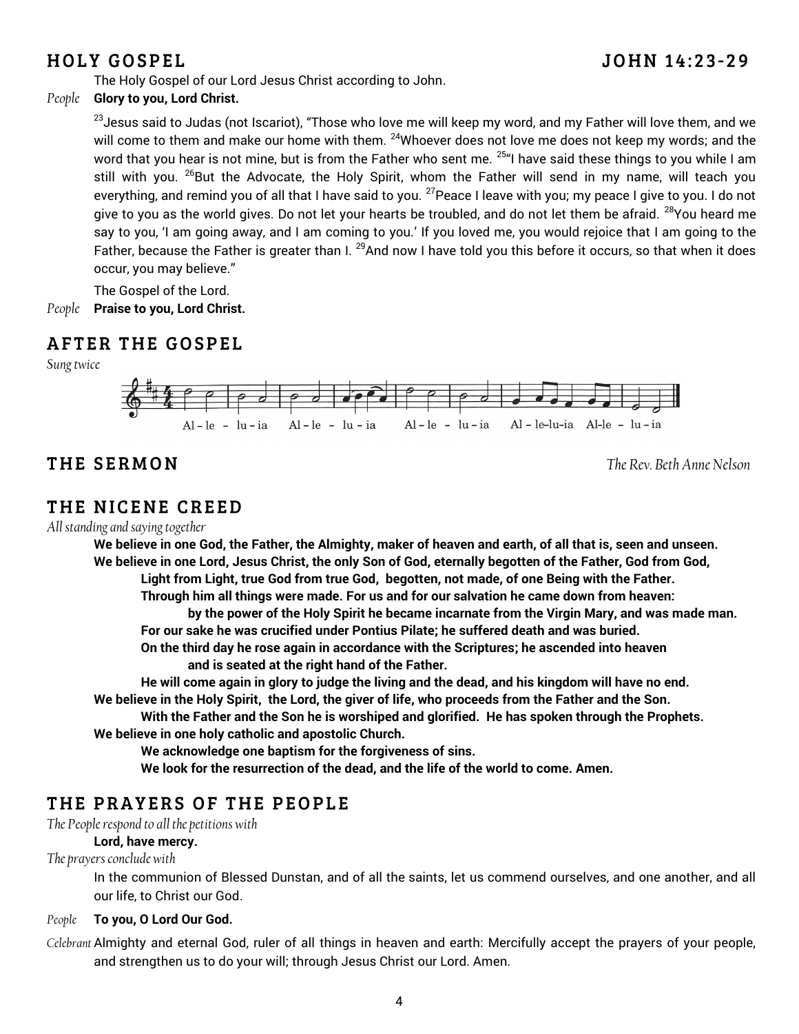## HOLY GOSPEL JOHN 14:23-29

The Holy Gospel of our Lord Jesus Christ according to John.

*People* **Glory to you, Lord Christ.**

[23]Jesus said to Judas (not Iscariot), "Those who love me will keep my word, and my Father will love them, and we will come to them and make our home with them. [24]Whoever does not love me does not keep my words; and the word that you hear is not mine, but is from the Father who sent me. [25]"I have said these things to you while I am still with you. [26]But the Advocate, the Holy Spirit, whom the Father will send in my name, will teach you everything, and remind you of all that I have said to you. [27]Peace I leave with you; my peace I give to you. I do not give to you as the world gives. Do not let your hearts be troubled, and do not let them be afraid. [28]You heard me say to you, 'I am going away, and I am coming to you.' If you loved me, you would rejoice that I am going to the Father, because the Father is greater than I. [29]And now I have told you this before it occurs, so that when it does occur, you may believe."

The Gospel of the Lord.

*People* **Praise to you, Lord Christ.**

## AFTER THE GOSPEL

*Sung twice*

Al - le - lu - ia Al - le - lu - ia Al - le - lu - ia Al - le-lu-ia Al-le - lu - ia

## THE SERMON *The Rev. Beth Anne Nelson*

## THE NICENE CREED

*All standing and saying together*

**We believe in one God, the Father, the Almighty, maker of heaven and earth, of all that is, seen and unseen.**
**We believe in one Lord, Jesus Christ, the only Son of God, eternally begotten of the Father, God from God,**
**Light from Light, true God from true God, begotten, not made, of one Being with the Father.**
**Through him all things were made. For us and for our salvation he came down from heaven:**
**by the power of the Holy Spirit he became incarnate from the Virgin Mary, and was made man.**
**For our sake he was crucified under Pontius Pilate; he suffered death and was buried.**
**On the third day he rose again in accordance with the Scriptures; he ascended into heaven**
**and is seated at the right hand of the Father.**
**He will come again in glory to judge the living and the dead, and his kingdom will have no end.**
**We believe in the Holy Spirit, the Lord, the giver of life, who proceeds from the Father and the Son.**
**With the Father and the Son he is worshiped and glorified. He has spoken through the Prophets.**
**We believe in one holy catholic and apostolic Church.**
**We acknowledge one baptism for the forgiveness of sins.**
**We look for the resurrection of the dead, and the life of the world to come. Amen.**

## THE PRAYERS OF THE PEOPLE

*The People respond to all the petitions with*

**Lord, have mercy.**

*The prayers conclude with*

In the communion of Blessed Dunstan, and of all the saints, let us commend ourselves, and one another, and all our life, to Christ our God.

*People* **To you, O Lord Our God.**

*Celebrant* Almighty and eternal God, ruler of all things in heaven and earth: Mercifully accept the prayers of your people, and strengthen us to do your will; through Jesus Christ our Lord. Amen.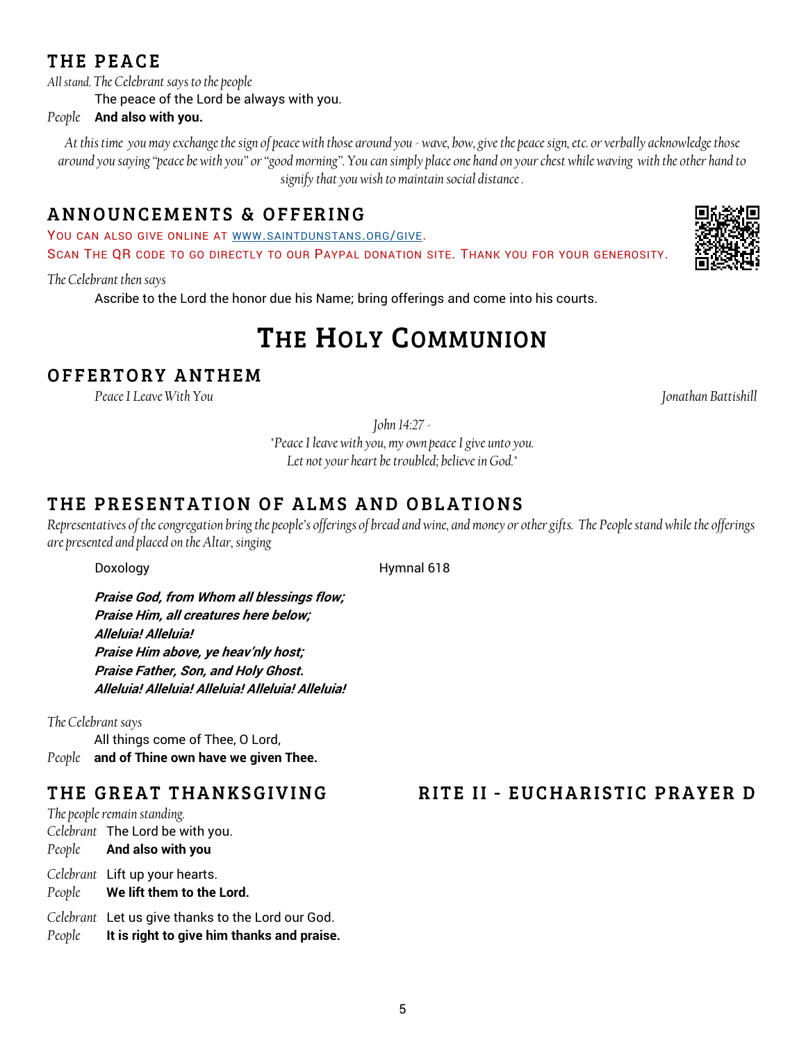## THE PEACE

*All stand. The Celebrant says to the people*

The peace of the Lord be always with you.

*People* **And also with you.**

*At this time you may exchange the sign of peace with those around you - wave, bow, give the peace sign, etc. or verbally acknowledge those around you saying "peace be with you" or "good morning". You can simply place one hand on your chest while waving with the other hand to signify that you wish to maintain social distance .*

## ANNOUNCEMENTS & OFFERING

YOU CAN ALSO GIVE ONLINE AT [WWW.SAINTDUNSTANS.ORG/GIVE](http://www.saintdunstans.org/give).
SCAN THE QR CODE TO GO DIRECTLY TO OUR PAYPAL DONATION SITE. THANK YOU FOR YOUR GENEROSITY.

*The Celebrant then says*

Ascribe to the Lord the honor due his Name; bring offerings and come into his courts.

# THE HOLY COMMUNION

## OFFERTORY ANTHEM

*Peace I Leave With You* — *Jonathan Battishill*

*John 14:27 -*
*"Peace I leave with you, my own peace I give unto you.*
*Let not your heart be troubled; believe in God."*

## THE PRESENTATION OF ALMS AND OBLATIONS

*Representatives of the congregation bring the people's offerings of bread and wine, and money or other gifts. The People stand while the offerings are presented and placed on the Altar, singing*

Doxology — Hymnal 618

***Praise God, from Whom all blessings flow;***
***Praise Him, all creatures here below;***
***Alleluia! Alleluia!***
***Praise Him above, ye heav'nly host;***
***Praise Father, Son, and Holy Ghost.***
***Alleluia! Alleluia! Alleluia! Alleluia! Alleluia!***

*The Celebrant says*

All things come of Thee, O Lord,

*People* **and of Thine own have we given Thee.**

## THE GREAT THANKSGIVING — RITE II - EUCHARISTIC PRAYER D

*The people remain standing.*

*Celebrant* The Lord be with you.
*People* **And also with you**

*Celebrant* Lift up your hearts.
*People* **We lift them to the Lord.**

*Celebrant* Let us give thanks to the Lord our God.
*People* **It is right to give him thanks and praise.**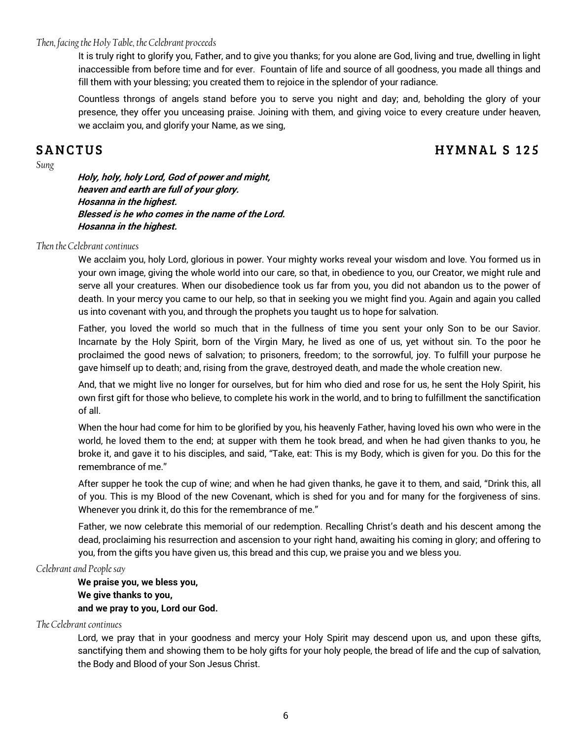*Then, facing the Holy Table, the Celebrant proceeds*

It is truly right to glorify you, Father, and to give you thanks; for you alone are God, living and true, dwelling in light inaccessible from before time and for ever. Fountain of life and source of all goodness, you made all things and fill them with your blessing; you created them to rejoice in the splendor of your radiance.

Countless throngs of angels stand before you to serve you night and day; and, beholding the glory of your presence, they offer you unceasing praise. Joining with them, and giving voice to every creature under heaven, we acclaim you, and glorify your Name, as we sing,

## SANCTUS — HYMNAL S 125

*Sung*

***Holy, holy, holy Lord, God of power and might,***
***heaven and earth are full of your glory.***
***Hosanna in the highest.***
***Blessed is he who comes in the name of the Lord.***
***Hosanna in the highest.***

*Then the Celebrant continues*

We acclaim you, holy Lord, glorious in power. Your mighty works reveal your wisdom and love. You formed us in your own image, giving the whole world into our care, so that, in obedience to you, our Creator, we might rule and serve all your creatures. When our disobedience took us far from you, you did not abandon us to the power of death. In your mercy you came to our help, so that in seeking you we might find you. Again and again you called us into covenant with you, and through the prophets you taught us to hope for salvation.

Father, you loved the world so much that in the fullness of time you sent your only Son to be our Savior. Incarnate by the Holy Spirit, born of the Virgin Mary, he lived as one of us, yet without sin. To the poor he proclaimed the good news of salvation; to prisoners, freedom; to the sorrowful, joy. To fulfill your purpose he gave himself up to death; and, rising from the grave, destroyed death, and made the whole creation new.

And, that we might live no longer for ourselves, but for him who died and rose for us, he sent the Holy Spirit, his own first gift for those who believe, to complete his work in the world, and to bring to fulfillment the sanctification of all.

When the hour had come for him to be glorified by you, his heavenly Father, having loved his own who were in the world, he loved them to the end; at supper with them he took bread, and when he had given thanks to you, he broke it, and gave it to his disciples, and said, "Take, eat: This is my Body, which is given for you. Do this for the remembrance of me."

After supper he took the cup of wine; and when he had given thanks, he gave it to them, and said, "Drink this, all of you. This is my Blood of the new Covenant, which is shed for you and for many for the forgiveness of sins. Whenever you drink it, do this for the remembrance of me."

Father, we now celebrate this memorial of our redemption. Recalling Christ's death and his descent among the dead, proclaiming his resurrection and ascension to your right hand, awaiting his coming in glory; and offering to you, from the gifts you have given us, this bread and this cup, we praise you and we bless you.

*Celebrant and People say*

**We praise you, we bless you,**
**We give thanks to you,**
**and we pray to you, Lord our God.**

*The Celebrant continues*

Lord, we pray that in your goodness and mercy your Holy Spirit may descend upon us, and upon these gifts, sanctifying them and showing them to be holy gifts for your holy people, the bread of life and the cup of salvation, the Body and Blood of your Son Jesus Christ.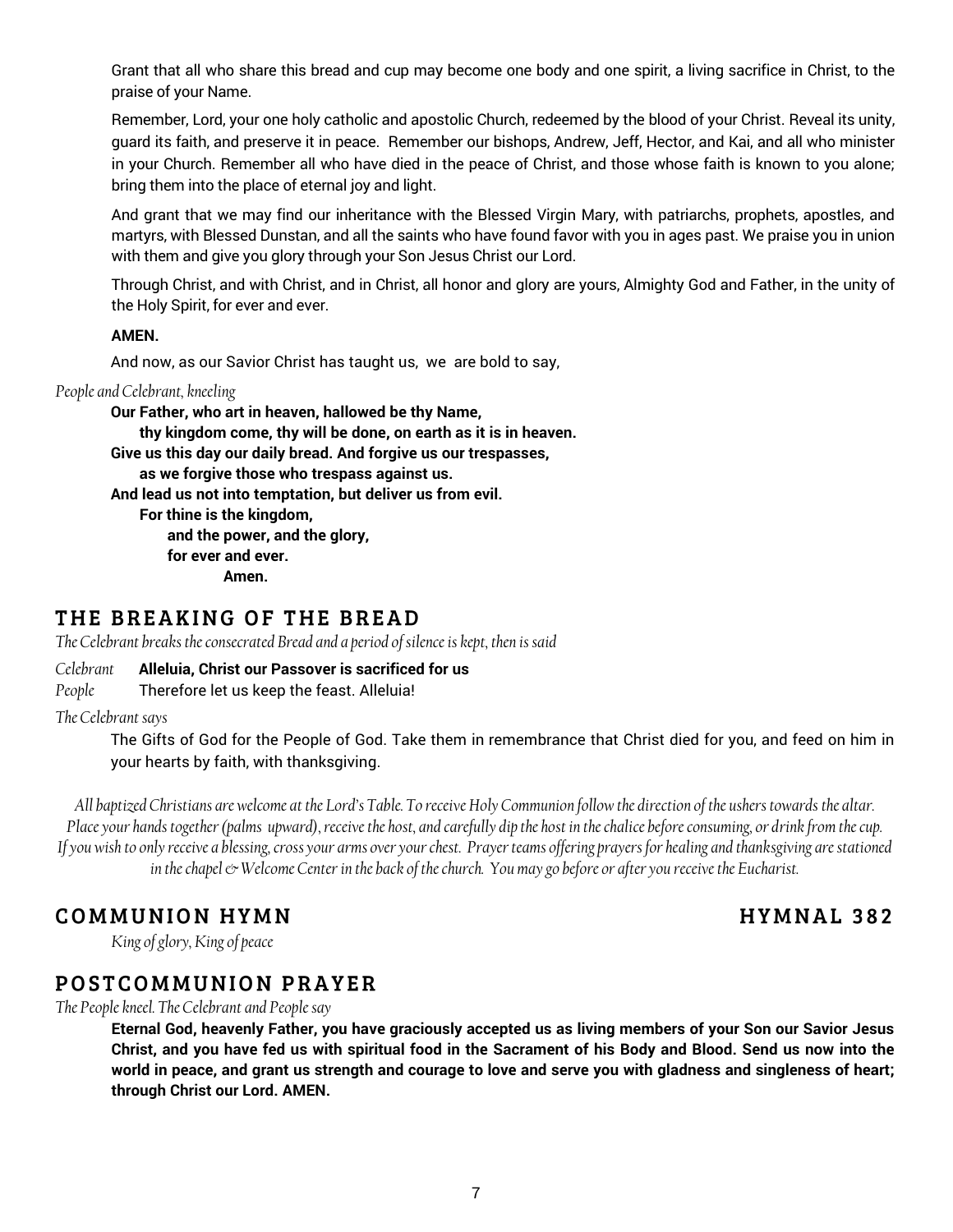Grant that all who share this bread and cup may become one body and one spirit, a living sacrifice in Christ, to the praise of your Name.

Remember, Lord, your one holy catholic and apostolic Church, redeemed by the blood of your Christ. Reveal its unity, guard its faith, and preserve it in peace. Remember our bishops, Andrew, Jeff, Hector, and Kai, and all who minister in your Church. Remember all who have died in the peace of Christ, and those whose faith is known to you alone; bring them into the place of eternal joy and light.

And grant that we may find our inheritance with the Blessed Virgin Mary, with patriarchs, prophets, apostles, and martyrs, with Blessed Dunstan, and all the saints who have found favor with you in ages past. We praise you in union with them and give you glory through your Son Jesus Christ our Lord.

Through Christ, and with Christ, and in Christ, all honor and glory are yours, Almighty God and Father, in the unity of the Holy Spirit, for ever and ever.

**AMEN.**

And now, as our Savior Christ has taught us, we are bold to say,

*People and Celebrant, kneeling*

**Our Father, who art in heaven, hallowed be thy Name,**
**thy kingdom come, thy will be done, on earth as it is in heaven.**
**Give us this day our daily bread. And forgive us our trespasses,**
**as we forgive those who trespass against us.**
**And lead us not into temptation, but deliver us from evil.**
**For thine is the kingdom,**
**and the power, and the glory,**
**for ever and ever.**
**Amen.**

## THE BREAKING OF THE BREAD

*The Celebrant breaks the consecrated Bread and a period of silence is kept, then is said*

*Celebrant* **Alleluia, Christ our Passover is sacrificed for us**
*People* Therefore let us keep the feast. Alleluia!

*The Celebrant says*

The Gifts of God for the People of God. Take them in remembrance that Christ died for you, and feed on him in your hearts by faith, with thanksgiving.

*All baptized Christians are welcome at the Lord's Table. To receive Holy Communion follow the direction of the ushers towards the altar. Place your hands together (palms upward), receive the host, and carefully dip the host in the chalice before consuming, or drink from the cup. If you wish to only receive a blessing, cross your arms over your chest. Prayer teams offering prayers for healing and thanksgiving are stationed in the chapel & Welcome Center in the back of the church. You may go before or after you receive the Eucharist.*

## COMMUNION HYMN — HYMNAL 382

*King of glory, King of peace*

## POSTCOMMUNION PRAYER

*The People kneel. The Celebrant and People say*

**Eternal God, heavenly Father, you have graciously accepted us as living members of your Son our Savior Jesus Christ, and you have fed us with spiritual food in the Sacrament of his Body and Blood. Send us now into the world in peace, and grant us strength and courage to love and serve you with gladness and singleness of heart; through Christ our Lord. AMEN.**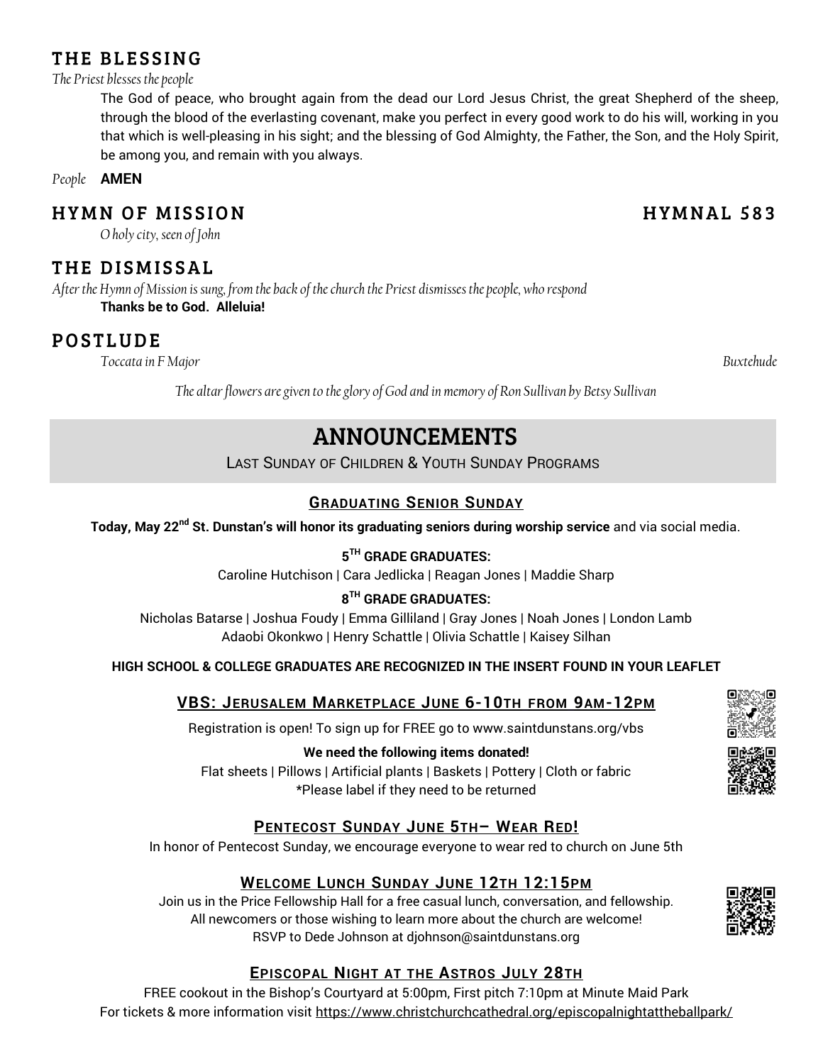## THE BLESSING

*The Priest blesses the people*

The God of peace, who brought again from the dead our Lord Jesus Christ, the great Shepherd of the sheep, through the blood of the everlasting covenant, make you perfect in every good work to do his will, working in you that which is well-pleasing in his sight; and the blessing of God Almighty, the Father, the Son, and the Holy Spirit, be among you, and remain with you always.

*People* **AMEN**

## HYMN OF MISSION HYMNAL 583

*O holy city, seen of John*

## THE DISMISSAL

*After the Hymn of Mission is sung, from the back of the church the Priest dismisses the people, who respond*

**Thanks be to God. Alleluia!**

## POSTLUDE

*Toccata in F Major* *Buxtehude*

*The altar flowers are given to the glory of God and in memory of Ron Sullivan by Betsy Sullivan*

# ANNOUNCEMENTS

LAST SUNDAY OF CHILDREN & YOUTH SUNDAY PROGRAMS

### GRADUATING SENIOR SUNDAY

**Today, May 22nd St. Dunstan's will honor its graduating seniors during worship service** and via social media.

**5TH GRADE GRADUATES:**

Caroline Hutchison | Cara Jedlicka | Reagan Jones | Maddie Sharp

**8TH GRADE GRADUATES:**

Nicholas Batarse | Joshua Foudy | Emma Gilliland | Gray Jones | Noah Jones | London Lamb
Adaobi Okonkwo | Henry Schattle | Olivia Schattle | Kaisey Silhan

**HIGH SCHOOL & COLLEGE GRADUATES ARE RECOGNIZED IN THE INSERT FOUND IN YOUR LEAFLET**

### VBS: JERUSALEM MARKETPLACE JUNE 6-10TH FROM 9AM-12PM

Registration is open! To sign up for FREE go to www.saintdunstans.org/vbs

**We need the following items donated!**

Flat sheets | Pillows | Artificial plants | Baskets | Pottery | Cloth or fabric
*Please label if they need to be returned

### PENTECOST SUNDAY JUNE 5TH– WEAR RED!

In honor of Pentecost Sunday, we encourage everyone to wear red to church on June 5th

### WELCOME LUNCH SUNDAY JUNE 12TH 12:15PM

Join us in the Price Fellowship Hall for a free casual lunch, conversation, and fellowship.
All newcomers or those wishing to learn more about the church are welcome!
RSVP to Dede Johnson at djohnson@saintdunstans.org

### EPISCOPAL NIGHT AT THE ASTROS JULY 28TH

FREE cookout in the Bishop's Courtyard at 5:00pm, First pitch 7:10pm at Minute Maid Park
For tickets & more information visit https://www.christchurchcathedral.org/episcopalnightattheballpark/